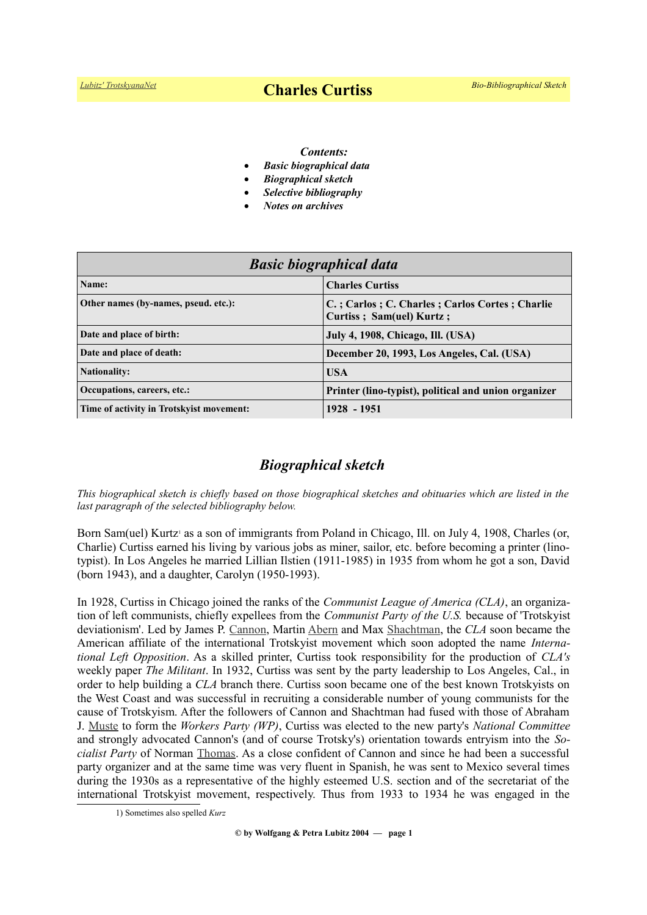# Charles Curtiss

*Contents:*

- ***Basic biographical data***
- ***Biographical sketch***
- ***Selective bibliography***
- ***Notes on archives***

| ***Basic biographical data*** | |
|---|---|
| **Name:** | **Charles Curtiss** |
| **Other names (by-names, pseud. etc.):** | **C. ; Carlos ; C. Charles ; Carlos Cortes ; Charlie Curtiss ; Sam(uel) Kurtz ;** |
| **Date and place of birth:** | **July 4, 1908, Chicago, Ill. (USA)** |
| **Date and place of death:** | **December 20, 1993, Los Angeles, Cal. (USA)** |
| **Nationality:** | **USA** |
| **Occupations, careers, etc.:** | **Printer (lino-typist), political and union organizer** |
| **Time of activity in Trotskyist movement:** | **1928 - 1951** |

## *Biographical sketch*

*This biographical sketch is chiefly based on those biographical sketches and obituaries which are listed in the last paragraph of the selected bibliography below.*

Born Sam(uel) Kurtz[1] as a son of immigrants from Poland in Chicago, Ill. on July 4, 1908, Charles (or, Charlie) Curtiss earned his living by various jobs as miner, sailor, etc. before becoming a printer (linotypist). In Los Angeles he married Lillian Ilstien (1911-1985) in 1935 from whom he got a son, David (born 1943), and a daughter, Carolyn (1950-1993).

In 1928, Curtiss in Chicago joined the ranks of the *Communist League of America (CLA)*, an organization of left communists, chiefly expellees from the *Communist Party of the U.S.* because of 'Trotskyist deviationism'. Led by James P. Cannon, Martin Abern and Max Shachtman, the *CLA* soon became the American affiliate of the international Trotskyist movement which soon adopted the name *International Left Opposition*. As a skilled printer, Curtiss took responsibility for the production of *CLA's* weekly paper *The Militant*. In 1932, Curtiss was sent by the party leadership to Los Angeles, Cal., in order to help building a *CLA* branch there. Curtiss soon became one of the best known Trotskyists on the West Coast and was successful in recruiting a considerable number of young communists for the cause of Trotskyism. After the followers of Cannon and Shachtman had fused with those of Abraham J. Muste to form the *Workers Party (WP)*, Curtiss was elected to the new party's *National Committee* and strongly advocated Cannon's (and of course Trotsky's) orientation towards entryism into the *Socialist Party* of Norman Thomas. As a close confident of Cannon and since he had been a successful party organizer and at the same time was very fluent in Spanish, he was sent to Mexico several times during the 1930s as a representative of the highly esteemed U.S. section and of the secretariat of the international Trotskyist movement, respectively. Thus from 1933 to 1934 he was engaged in the

1) Sometimes also spelled *Kurz*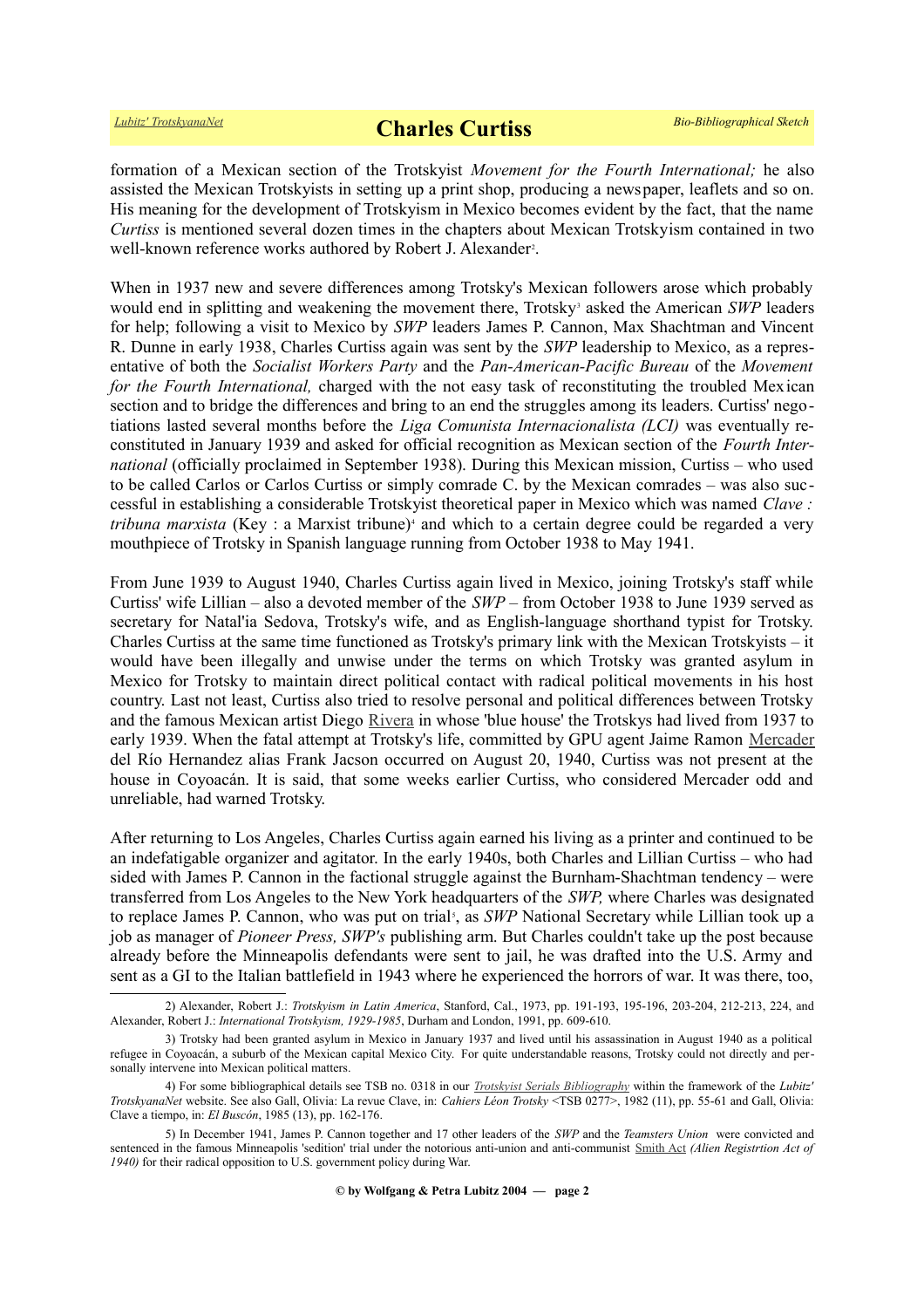formation of a Mexican section of the Trotskyist *Movement for the Fourth International;* he also assisted the Mexican Trotskyists in setting up a print shop, producing a newspaper, leaflets and so on. His meaning for the development of Trotskyism in Mexico becomes evident by the fact, that the name *Curtiss* is mentioned several dozen times in the chapters about Mexican Trotskyism contained in two well-known reference works authored by Robert J. Alexander[2].

When in 1937 new and severe differences among Trotsky's Mexican followers arose which probably would end in splitting and weakening the movement there, Trotsky[3] asked the American *SWP* leaders for help; following a visit to Mexico by *SWP* leaders James P. Cannon, Max Shachtman and Vincent R. Dunne in early 1938, Charles Curtiss again was sent by the *SWP* leadership to Mexico, as a representative of both the *Socialist Workers Party* and the *Pan-American-Pacific Bureau* of the *Movement for the Fourth International,* charged with the not easy task of reconstituting the troubled Mexican section and to bridge the differences and bring to an end the struggles among its leaders. Curtiss' negotiations lasted several months before the *Liga Comunista Internacionalista (LCI)* was eventually reconstituted in January 1939 and asked for official recognition as Mexican section of the *Fourth International* (officially proclaimed in September 1938). During this Mexican mission, Curtiss – who used to be called Carlos or Carlos Curtiss or simply comrade C. by the Mexican comrades – was also successful in establishing a considerable Trotskyist theoretical paper in Mexico which was named *Clave : tribuna marxista* (Key : a Marxist tribune)[4] and which to a certain degree could be regarded a very mouthpiece of Trotsky in Spanish language running from October 1938 to May 1941.

From June 1939 to August 1940, Charles Curtiss again lived in Mexico, joining Trotsky's staff while Curtiss' wife Lillian – also a devoted member of the *SWP* – from October 1938 to June 1939 served as secretary for Natal'ia Sedova, Trotsky's wife, and as English-language shorthand typist for Trotsky. Charles Curtiss at the same time functioned as Trotsky's primary link with the Mexican Trotskyists – it would have been illegally and unwise under the terms on which Trotsky was granted asylum in Mexico for Trotsky to maintain direct political contact with radical political movements in his host country. Last not least, Curtiss also tried to resolve personal and political differences between Trotsky and the famous Mexican artist Diego Rivera in whose 'blue house' the Trotskys had lived from 1937 to early 1939. When the fatal attempt at Trotsky's life, committed by GPU agent Jaime Ramon Mercader del Río Hernandez alias Frank Jacson occurred on August 20, 1940, Curtiss was not present at the house in Coyoacán. It is said, that some weeks earlier Curtiss, who considered Mercader odd and unreliable, had warned Trotsky.

After returning to Los Angeles, Charles Curtiss again earned his living as a printer and continued to be an indefatigable organizer and agitator. In the early 1940s, both Charles and Lillian Curtiss – who had sided with James P. Cannon in the factional struggle against the Burnham-Shachtman tendency – were transferred from Los Angeles to the New York headquarters of the *SWP,* where Charles was designated to replace James P. Cannon, who was put on trial[5], as *SWP* National Secretary while Lillian took up a job as manager of *Pioneer Press, SWP's* publishing arm. But Charles couldn't take up the post because already before the Minneapolis defendants were sent to jail, he was drafted into the U.S. Army and sent as a GI to the Italian battlefield in 1943 where he experienced the horrors of war. It was there, too,

---

2) Alexander, Robert J.: *Trotskyism in Latin America*, Stanford, Cal., 1973, pp. 191-193, 195-196, 203-204, 212-213, 224, and Alexander, Robert J.: *International Trotskyism, 1929-1985*, Durham and London, 1991, pp. 609-610.

3) Trotsky had been granted asylum in Mexico in January 1937 and lived until his assassination in August 1940 as a political refugee in Coyoacán, a suburb of the Mexican capital Mexico City. For quite understandable reasons, Trotsky could not directly and personally intervene into Mexican political matters.

4) For some bibliographical details see TSB no. 0318 in our *Trotskyist Serials Bibliography* within the framework of the *Lubitz' TrotskyanaNet* website. See also Gall, Olivia: La revue Clave, in: *Cahiers Léon Trotsky* <TSB 0277>, 1982 (11), pp. 55-61 and Gall, Olivia: Clave a tiempo, in: *El Buscón*, 1985 (13), pp. 162-176.

5) In December 1941, James P. Cannon together and 17 other leaders of the *SWP* and the *Teamsters Union* were convicted and sentenced in the famous Minneapolis 'sedition' trial under the notorious anti-union and anti-communist Smith Act *(Alien Registrtion Act of 1940)* for their radical opposition to U.S. government policy during War.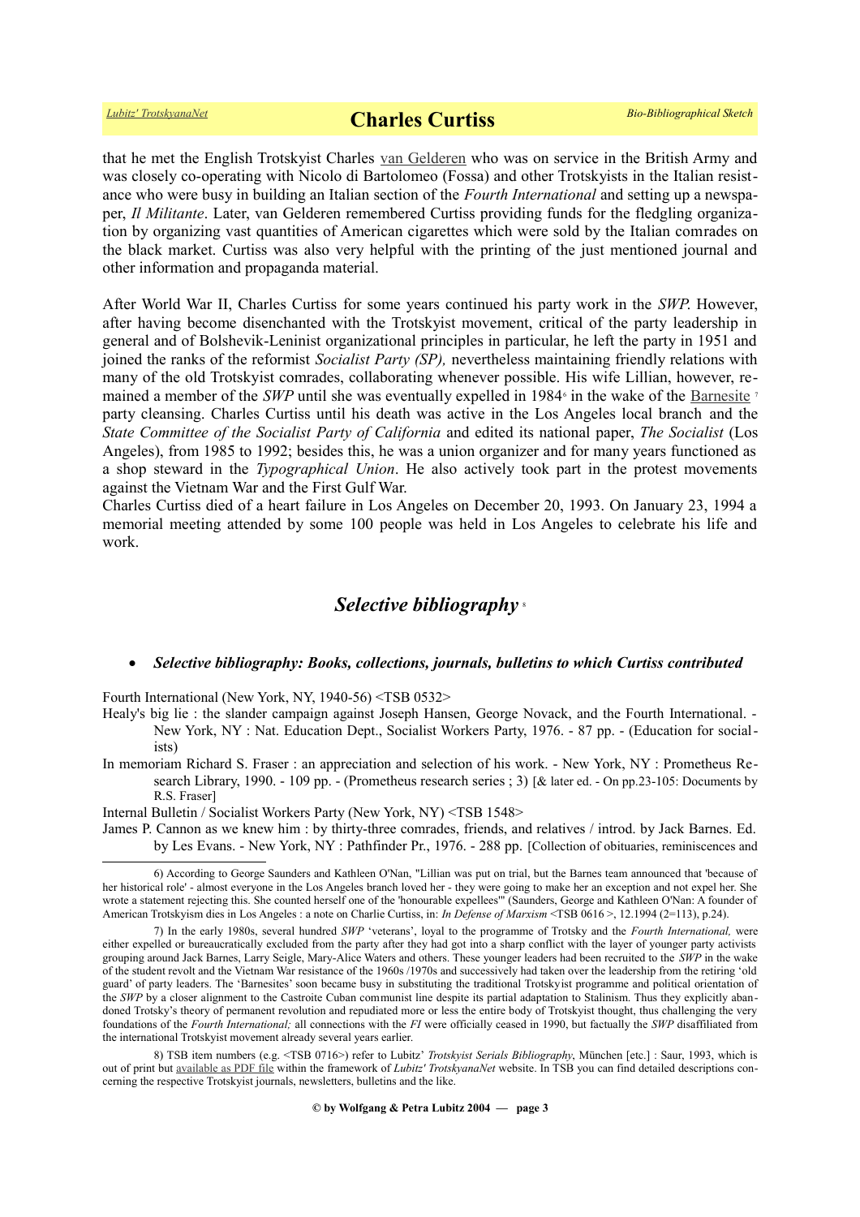that he met the English Trotskyist Charles van Gelderen who was on service in the British Army and was closely co-operating with Nicolo di Bartolomeo (Fossa) and other Trotskyists in the Italian resistance who were busy in building an Italian section of the *Fourth International* and setting up a newspaper, *Il Militante*. Later, van Gelderen remembered Curtiss providing funds for the fledgling organization by organizing vast quantities of American cigarettes which were sold by the Italian comrades on the black market. Curtiss was also very helpful with the printing of the just mentioned journal and other information and propaganda material.

After World War II, Charles Curtiss for some years continued his party work in the *SWP*. However, after having become disenchanted with the Trotskyist movement, critical of the party leadership in general and of Bolshevik-Leninist organizational principles in particular, he left the party in 1951 and joined the ranks of the reformist *Socialist Party (SP),* nevertheless maintaining friendly relations with many of the old Trotskyist comrades, collaborating whenever possible. His wife Lillian, however, remained a member of the *SWP* until she was eventually expelled in 1984[6] in the wake of the Barnesite [7] party cleansing. Charles Curtiss until his death was active in the Los Angeles local branch and the *State Committee of the Socialist Party of California* and edited its national paper, *The Socialist* (Los Angeles), from 1985 to 1992; besides this, he was a union organizer and for many years functioned as a shop steward in the *Typographical Union*. He also actively took part in the protest movements against the Vietnam War and the First Gulf War.

Charles Curtiss died of a heart failure in Los Angeles on December 20, 1993. On January 23, 1994 a memorial meeting attended by some 100 people was held in Los Angeles to celebrate his life and work.

## *Selective bibliography* [8]

- ***Selective bibliography: Books, collections, journals, bulletins to which Curtiss contributed***

Fourth International (New York, NY, 1940-56) <TSB 0532>

Healy's big lie : the slander campaign against Joseph Hansen, George Novack, and the Fourth International. - New York, NY : Nat. Education Dept., Socialist Workers Party, 1976. - 87 pp. - (Education for socialists)

In memoriam Richard S. Fraser : an appreciation and selection of his work. - New York, NY : Prometheus Research Library, 1990. - 109 pp. - (Prometheus research series ; 3) [& later ed. - On pp.23-105: Documents by R.S. Fraser]

Internal Bulletin / Socialist Workers Party (New York, NY) <TSB 1548>

James P. Cannon as we knew him : by thirty-three comrades, friends, and relatives / introd. by Jack Barnes. Ed. by Les Evans. - New York, NY : Pathfinder Pr., 1976. - 288 pp. [Collection of obituaries, reminiscences and

---

6) According to George Saunders and Kathleen O'Nan, "Lillian was put on trial, but the Barnes team announced that 'because of her historical role' - almost everyone in the Los Angeles branch loved her - they were going to make her an exception and not expel her. She wrote a statement rejecting this. She counted herself one of the 'honourable expellees'" (Saunders, George and Kathleen O'Nan: A founder of American Trotskyism dies in Los Angeles : a note on Charlie Curtiss, in: *In Defense of Marxism* <TSB 0616 >, 12.1994 (2=113), p.24).

7) In the early 1980s, several hundred *SWP* 'veterans', loyal to the programme of Trotsky and the *Fourth International,* were either expelled or bureaucratically excluded from the party after they had got into a sharp conflict with the layer of younger party activists grouping around Jack Barnes, Larry Seigle, Mary-Alice Waters and others. These younger leaders had been recruited to the *SWP* in the wake of the student revolt and the Vietnam War resistance of the 1960s /1970s and successively had taken over the leadership from the retiring 'old guard' of party leaders. The 'Barnesites' soon became busy in substituting the traditional Trotskyist programme and political orientation of the *SWP* by a closer alignment to the Castroite Cuban communist line despite its partial adaptation to Stalinism. Thus they explicitly abandoned Trotsky's theory of permanent revolution and repudiated more or less the entire body of Trotskyist thought, thus challenging the very foundations of the *Fourth International;* all connections with the *FI* were officially ceased in 1990, but factually the *SWP* disaffiliated from the international Trotskyist movement already several years earlier.

8) TSB item numbers (e.g. <TSB 0716>) refer to Lubitz' *Trotskyist Serials Bibliography*, München [etc.] : Saur, 1993, which is out of print but available as PDF file within the framework of *Lubitz' TrotskyanaNet* website. In TSB you can find detailed descriptions concerning the respective Trotskyist journals, newsletters, bulletins and the like.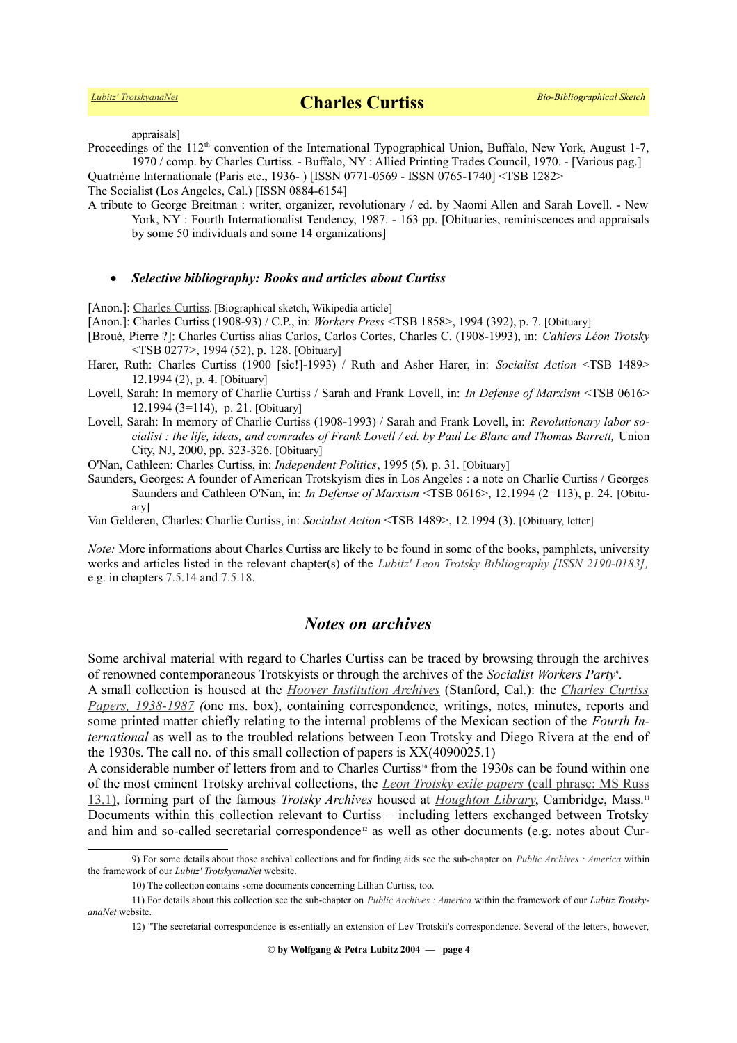appraisals]

Proceedings of the 112th convention of the International Typographical Union, Buffalo, New York, August 1-7, 1970 / comp. by Charles Curtiss. - Buffalo, NY : Allied Printing Trades Council, 1970. - [Various pag.]

Quatrième Internationale (Paris etc., 1936- ) [ISSN 0771-0569 - ISSN 0765-1740] <TSB 1282>

The Socialist (Los Angeles, Cal.) [ISSN 0884-6154]

A tribute to George Breitman : writer, organizer, revolutionary / ed. by Naomi Allen and Sarah Lovell. - New York, NY : Fourth Internationalist Tendency, 1987. - 163 pp. [Obituaries, reminiscences and appraisals by some 50 individuals and some 14 organizations]

- ***Selective bibliography: Books and articles about Curtiss***

[Anon.]: Charles Curtiss. [Biographical sketch, Wikipedia article]

[Anon.]: Charles Curtiss (1908-93) / C.P., in: *Workers Press* <TSB 1858>, 1994 (392), p. 7. [Obituary]

[Broué, Pierre ?]: Charles Curtiss alias Carlos, Carlos Cortes, Charles C. (1908-1993), in: *Cahiers Léon Trotsky* <TSB 0277>, 1994 (52), p. 128. [Obituary]

Harer, Ruth: Charles Curtiss (1900 [sic!]-1993) / Ruth and Asher Harer, in: *Socialist Action* <TSB 1489> 12.1994 (2), p. 4. [Obituary]

Lovell, Sarah: In memory of Charlie Curtiss / Sarah and Frank Lovell, in: *In Defense of Marxism* <TSB 0616> 12.1994 (3=114), p. 21. [Obituary]

Lovell, Sarah: In memory of Charlie Curtiss (1908-1993) / Sarah and Frank Lovell, in: *Revolutionary labor socialist : the life, ideas, and comrades of Frank Lovell / ed. by Paul Le Blanc and Thomas Barrett,* Union City, NJ, 2000, pp. 323-326. [Obituary]

O'Nan, Cathleen: Charles Curtiss, in: *Independent Politics*, 1995 (5), p. 31. [Obituary]

Saunders, Georges: A founder of American Trotskyism dies in Los Angeles : a note on Charlie Curtiss / Georges Saunders and Cathleen O'Nan, in: *In Defense of Marxism* <TSB 0616>, 12.1994 (2=113), p. 24. [Obituary]

Van Gelderen, Charles: Charlie Curtiss, in: *Socialist Action* <TSB 1489>, 12.1994 (3). [Obituary, letter]

*Note:* More informations about Charles Curtiss are likely to be found in some of the books, pamphlets, university works and articles listed in the relevant chapter(s) of the *Lubitz' Leon Trotsky Bibliography [ISSN 2190-0183]*, e.g. in chapters 7.5.14 and 7.5.18.

## *Notes on archives*

Some archival material with regard to Charles Curtiss can be traced by browsing through the archives of renowned contemporaneous Trotskyists or through the archives of the *Socialist Workers Party*[9].

A small collection is housed at the *Hoover Institution Archives* (Stanford, Cal.): the *Charles Curtiss Papers, 1938-1987* (one ms. box), containing correspondence, writings, notes, minutes, reports and some printed matter chiefly relating to the internal problems of the Mexican section of the *Fourth International* as well as to the troubled relations between Leon Trotsky and Diego Rivera at the end of the 1930s. The call no. of this small collection of papers is XX(4090025.1)

A considerable number of letters from and to Charles Curtiss[10] from the 1930s can be found within one of the most eminent Trotsky archival collections, the *Leon Trotsky exile papers* (call phrase: MS Russ 13.1), forming part of the famous *Trotsky Archives* housed at *Houghton Library*, Cambridge, Mass.[11] Documents within this collection relevant to Curtiss – including letters exchanged between Trotsky and him and so-called secretarial correspondence[12] as well as other documents (e.g. notes about Cur-

9) For some details about those archival collections and for finding aids see the sub-chapter on *Public Archives : America* within the framework of our *Lubitz' TrotskyanaNet* website.

10) The collection contains some documents concerning Lillian Curtiss, too.

11) For details about this collection see the sub-chapter on *Public Archives : America* within the framework of our *Lubitz TrotskyanaNet* website.

12) "The secretarial correspondence is essentially an extension of Lev Trotskii's correspondence. Several of the letters, however,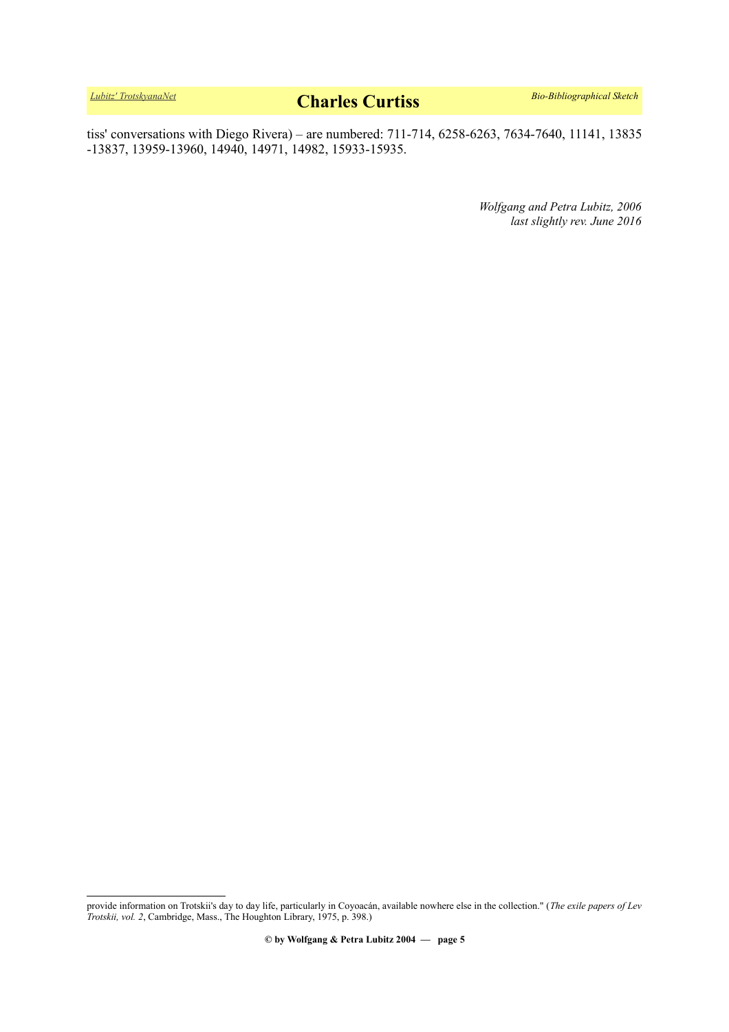tiss' conversations with Diego Rivera) – are numbered: 711-714, 6258-6263, 7634-7640, 11141, 13835 -13837, 13959-13960, 14940, 14971, 14982, 15933-15935.

*Wolfgang and Petra Lubitz, 2006*
*last slightly rev. June 2016*

---

provide information on Trotskii's day to day life, particularly in Coyoacán, available nowhere else in the collection." (*The exile papers of Lev Trotskii, vol. 2*, Cambridge, Mass., The Houghton Library, 1975, p. 398.)